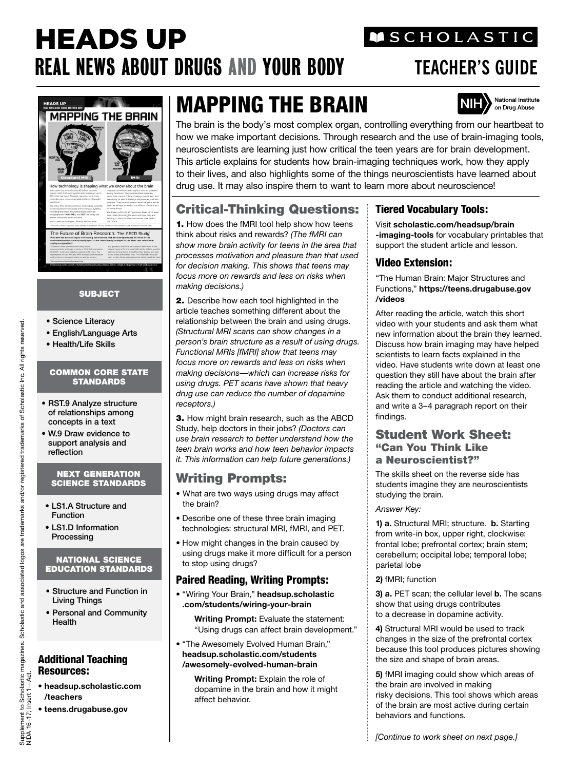# HEADS UP

## REAL NEWS ABOUT DRUGS AND YOUR BODY

SCHOLASTIC

TEACHER'S GUIDE

# MAPPING THE BRAIN

National Institute on Drug Abuse

The brain is the body's most complex organ, controlling everything from our heartbeat to how we make important decisions. Through research and the use of brain-imaging tools, neuroscientists are learning just how critical the teen years are for brain development. This article explains for students how brain-imaging techniques work, how they apply to their lives, and also highlights some of the things neuroscientists have learned about drug use. It may also inspire them to want to learn more about neuroscience!

### SUBJECT

- Science Literacy
- English/Language Arts
- Health/Life Skills

### COMMON CORE STATE STANDARDS

- RST.9 Analyze structure of relationships among concepts in a text
- W.9 Draw evidence to support analysis and reflection

### NEXT GENERATION SCIENCE STANDARDS

- LS1.A Structure and Function
- LS1.D Information Processing

### NATIONAL SCIENCE EDUCATION STANDARDS

- Structure and Function in Living Things
- Personal and Community Health

### Additional Teaching Resources:

- **headsup.scholastic.com/teachers**
- **teens.drugabuse.gov**

## Critical-Thinking Questions:

**1.** How does the fMRI tool help show how teens think about risks and rewards? *(The fMRI can show more brain activity for teens in the area that processes motivation and pleasure than that used for decision making. This shows that teens may focus more on rewards and less on risks when making decisions.)*

**2.** Describe how each tool highlighted in the article teaches something different about the relationship between the brain and using drugs. *(Structural MRI scans can show changes in a person's brain structure as a result of using drugs. Functional MRIs [fMRI] show that teens may focus more on rewards and less on risks when making decisions—which can increase risks for using drugs. PET scans have shown that heavy drug use can reduce the number of dopamine receptors.)*

**3.** How might brain research, such as the ABCD Study, help doctors in their jobs? *(Doctors can use brain research to better understand how the teen brain works and how teen behavior impacts it. This information can help future generations.)*

## Writing Prompts:

- What are two ways using drugs may affect the brain?
- Describe one of these three brain imaging technologies: structural MRI, fMRI, and PET.
- How might changes in the brain caused by using drugs make it more difficult for a person to stop using drugs?

### Paired Reading, Writing Prompts:

- "Wiring Your Brain," **headsup.scholastic.com/students/wiring-your-brain**

  **Writing Prompt:** Evaluate the statement: "Using drugs can affect brain development."

- "The Awesomely Evolved Human Brain," **headsup.scholastic.com/students/awesomely-evolved-human-brain**

  **Writing Prompt:** Explain the role of dopamine in the brain and how it might affect behavior.

### Tiered Vocabulary Tools:

Visit **scholastic.com/headsup/brain-imaging-tools** for vocabulary printables that support the student article and lesson.

### Video Extension:

"The Human Brain: Major Structures and Functions," **https://teens.drugabuse.gov/videos**

After reading the article, watch this short video with your students and ask them what new information about the brain they learned. Discuss how brain imaging may have helped scientists to learn facts explained in the video. Have students write down at least one question they still have about the brain after reading the article and watching the video. Ask them to conduct additional research, and write a 3–4 paragraph report on their findings.

## Student Work Sheet: "Can You Think Like a Neuroscientist?"

The skills sheet on the reverse side has students imagine they are neuroscientists studying the brain.

*Answer Key:*

**1) a.** Structural MRI; structure. **b.** Starting from write-in box, upper right, clockwise: frontal lobe; prefrontal cortex; brain stem; cerebellum; occipital lobe; temporal lobe; parietal lobe

**2)** fMRI; function

**3) a.** PET scan; the cellular level **b.** The scans show that using drugs contributes to a decrease in dopamine activity.

**4)** Structural MRI would be used to track changes in the size of the prefrontal cortex because this tool produces pictures showing the size and shape of brain areas.

**5)** fMRI imaging could show which areas of the brain are involved in making risky decisions. This tool shows which areas of the brain are most active during certain behaviors and functions.

*[Continue to work sheet on next page.]*

Supplement to Scholastic magazines. Scholastic and associated logos are trademarks and/or registered trademarks of Scholastic Inc. All rights reserved. NIDA 16-17, Insert 1—Act.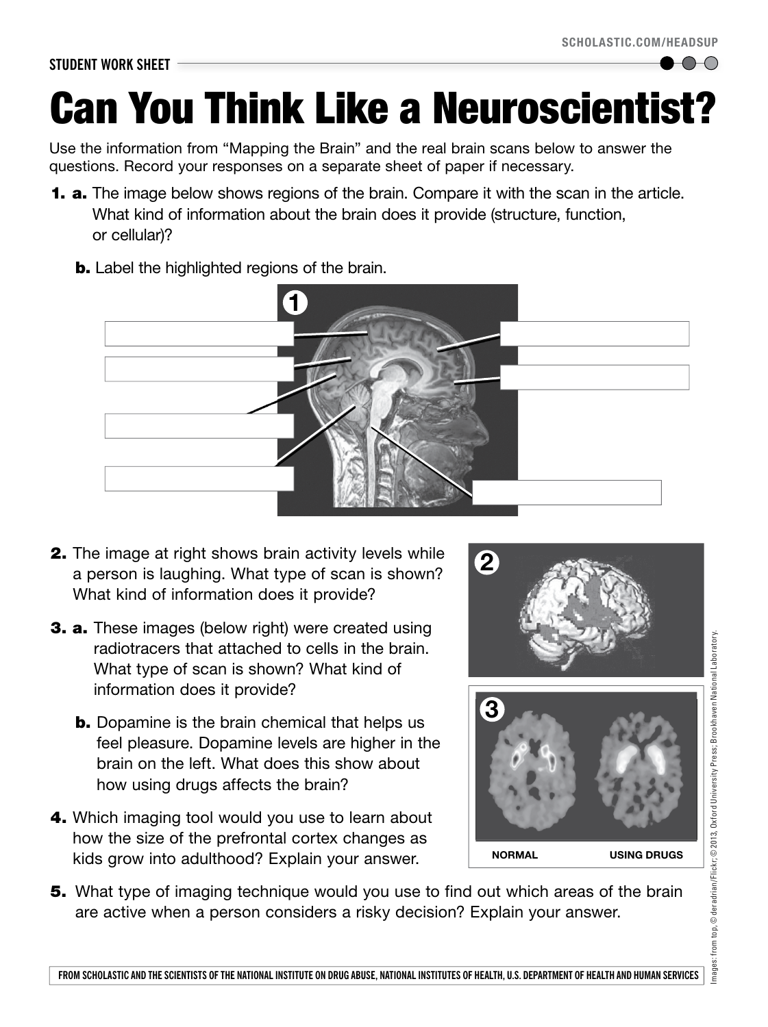STUDENT WORK SHEET

# Can You Think Like a Neuroscientist?

Use the information from "Mapping the Brain" and the real brain scans below to answer the questions. Record your responses on a separate sheet of paper if necessary.

**1. a.** The image below shows regions of the brain. Compare it with the scan in the article. What kind of information about the brain does it provide (structure, function, or cellular)?

**b.** Label the highlighted regions of the brain.

1

**2.** The image at right shows brain activity levels while a person is laughing. What type of scan is shown? What kind of information does it provide?

2

**3. a.** These images (below right) were created using radiotracers that attached to cells in the brain. What type of scan is shown? What kind of information does it provide?

**b.** Dopamine is the brain chemical that helps us feel pleasure. Dopamine levels are higher in the brain on the left. What does this show about how using drugs affects the brain?

3

NORMAL

USING DRUGS

**4.** Which imaging tool would you use to learn about how the size of the prefrontal cortex changes as kids grow into adulthood? Explain your answer.

**5.** What type of imaging technique would you use to find out which areas of the brain are active when a person considers a risky decision? Explain your answer.

Images: from top, © deradrian/Flickr; © 2013, Oxford University Press; Brookhaven National Laboratory.

FROM SCHOLASTIC AND THE SCIENTISTS OF THE NATIONAL INSTITUTE ON DRUG ABUSE, NATIONAL INSTITUTES OF HEALTH, U.S. DEPARTMENT OF HEALTH AND HUMAN SERVICES